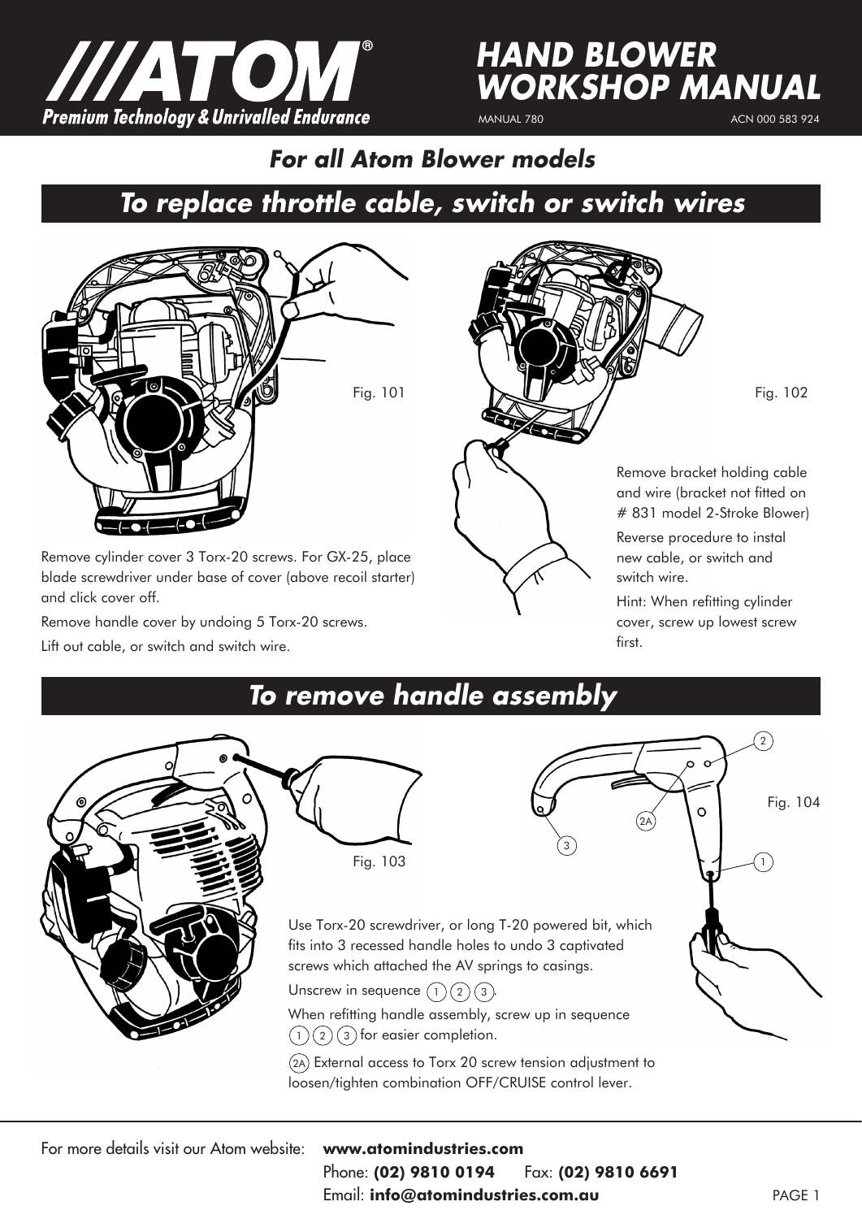# ATOM®

**Premium Technology & Unrivalled Endurance**

# HAND BLOWER WORKSHOP MANUAL

MANUAL 780

ACN 000 583 924

## *For all Atom Blower models*

## *To replace throttle cable, switch or switch wires*

Fig. 101

Fig. 102

Remove cylinder cover 3 Torx-20 screws. For GX-25, place blade screwdriver under base of cover (above recoil starter) and click cover off.

Remove handle cover by undoing 5 Torx-20 screws.

Lift out cable, or switch and switch wire.

Remove bracket holding cable and wire (bracket not fitted on # 831 model 2-Stroke Blower)

Reverse procedure to instal new cable, or switch and switch wire.

Hint: When refitting cylinder cover, screw up lowest screw first.

## *To remove handle assembly*

Fig. 103

Fig. 104

Use Torx-20 screwdriver, or long T-20 powered bit, which fits into 3 recessed handle holes to undo 3 captivated screws which attached the AV springs to casings.

Unscrew in sequence (1) (2) (3).

When refitting handle assembly, screw up in sequence (1) (2) (3) for easier completion.

(2A) External access to Torx 20 screw tension adjustment to loosen/tighten combination OFF/CRUISE control lever.

For more details visit our Atom website: **www.atomindustries.com**

Phone: **(02) 9810 0194** Fax: **(02) 9810 6691**

Email: **info@atomindustries.com.au**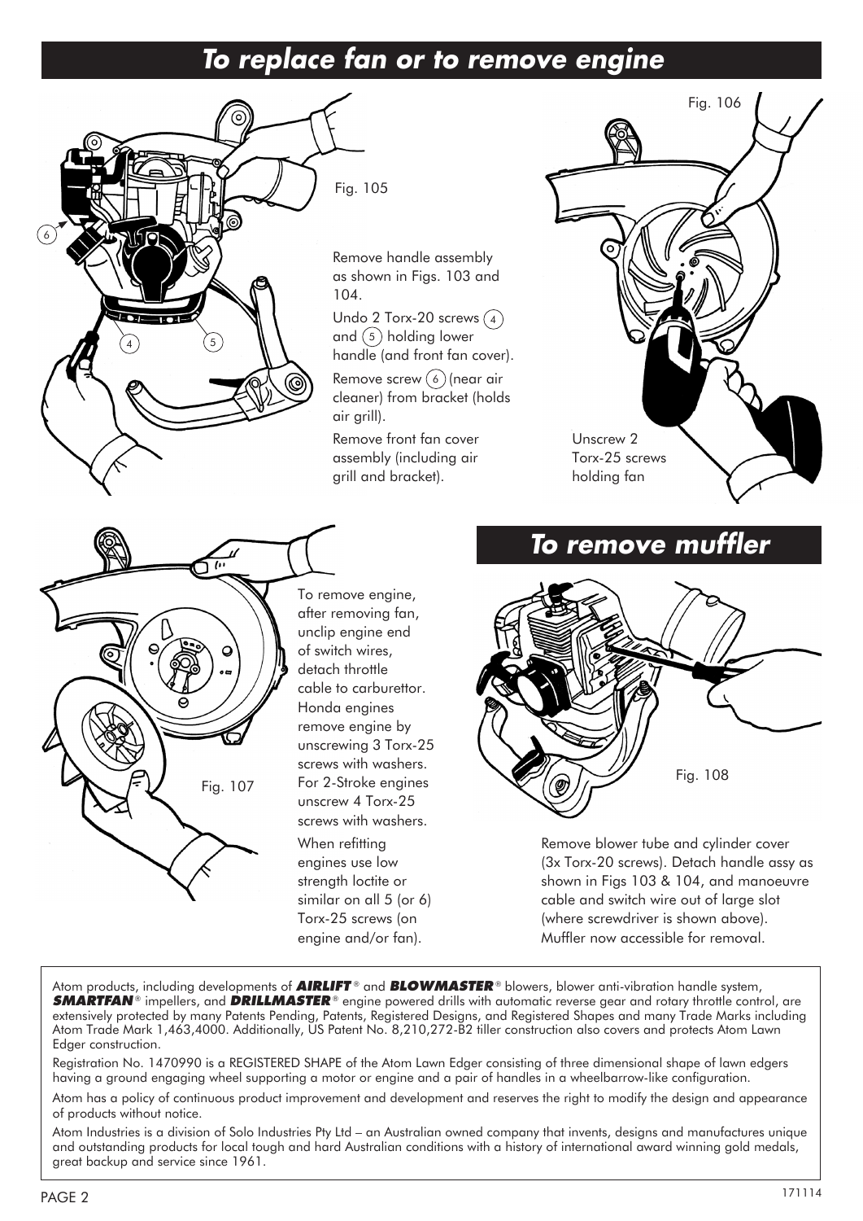# To replace fan or to remove engine

Fig. 105

Remove handle assembly as shown in Figs. 103 and 104.

Undo 2 Torx-20 screws (4) and (5) holding lower handle (and front fan cover).

Remove screw (6) (near air cleaner) from bracket (holds air grill).

Remove front fan cover assembly (including air grill and bracket).

Fig. 106

Unscrew 2 Torx-25 screws holding fan

Fig. 107

To remove engine, after removing fan, unclip engine end of switch wires, detach throttle cable to carburettor. Honda engines remove engine by unscrewing 3 Torx-25 screws with washers. For 2-Stroke engines unscrew 4 Torx-25 screws with washers.

When refitting engines use low strength loctite or similar on all 5 (or 6) Torx-25 screws (on engine and/or fan).

# To remove muffler

Fig. 108

Remove blower tube and cylinder cover (3x Torx-20 screws). Detach handle assy as shown in Figs 103 & 104, and manoeuvre cable and switch wire out of large slot (where screwdriver is shown above). Muffler now accessible for removal.

Atom products, including developments of ***AIRLIFT***® and ***BLOWMASTER***® blowers, blower anti-vibration handle system, ***SMARTFAN***® impellers, and ***DRILLMASTER***® engine powered drills with automatic reverse gear and rotary throttle control, are extensively protected by many Patents Pending, Patents, Registered Designs, and Registered Shapes and many Trade Marks including Atom Trade Mark 1,463,4000. Additionally, US Patent No. 8,210,272-B2 tiller construction also covers and protects Atom Lawn Edger construction.

Registration No. 1470990 is a REGISTERED SHAPE of the Atom Lawn Edger consisting of three dimensional shape of lawn edgers having a ground engaging wheel supporting a motor or engine and a pair of handles in a wheelbarrow-like configuration.

Atom has a policy of continuous product improvement and development and reserves the right to modify the design and appearance of products without notice.

Atom Industries is a division of Solo Industries Pty Ltd – an Australian owned company that invents, designs and manufactures unique and outstanding products for local tough and hard Australian conditions with a history of international award winning gold medals, great backup and service since 1961.

171114